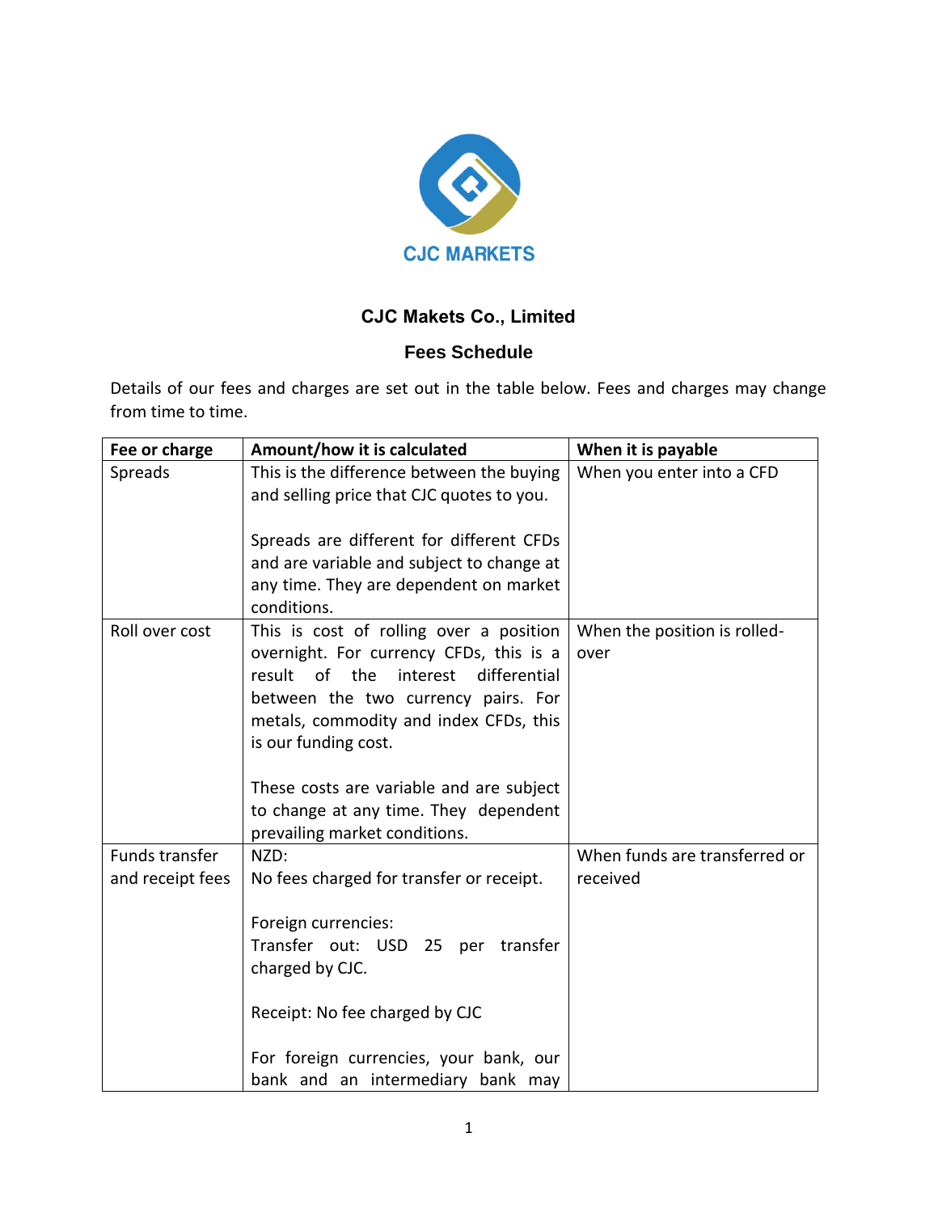CJC MARKETS

# CJC Makets Co., Limited

## Fees Schedule

Details of our fees and charges are set out in the table below. Fees and charges may change from time to time.

| Fee or charge | Amount/how it is calculated | When it is payable |
| --- | --- | --- |
| Spreads | This is the difference between the buying and selling price that CJC quotes to you.<br><br>Spreads are different for different CFDs and are variable and subject to change at any time. They are dependent on market conditions. | When you enter into a CFD |
| Roll over cost | This is cost of rolling over a position overnight. For currency CFDs, this is a result of the interest differential between the two currency pairs. For metals, commodity and index CFDs, this is our funding cost.<br><br>These costs are variable and are subject to change at any time. They dependent prevailing market conditions. | When the position is rolled-over |
| Funds transfer and receipt fees | NZD:<br>No fees charged for transfer or receipt.<br><br>Foreign currencies:<br>Transfer out: USD 25 per transfer charged by CJC.<br><br>Receipt: No fee charged by CJC<br><br>For foreign currencies, your bank, our bank and an intermediary bank may | When funds are transferred or received |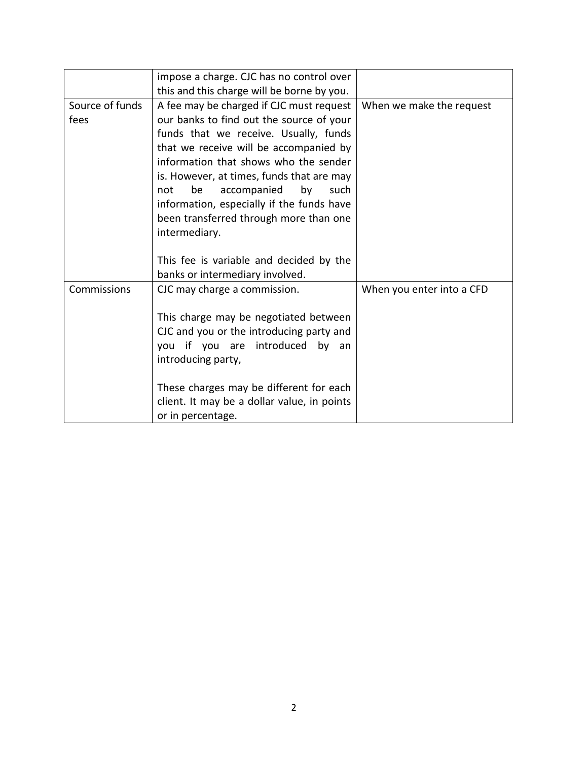| | | |
|---|---|---|
| | impose a charge. CJC has no control over this and this charge will be borne by you. | |
| Source of funds fees | A fee may be charged if CJC must request our banks to find out the source of your funds that we receive. Usually, funds that we receive will be accompanied by information that shows who the sender is. However, at times, funds that are may not be accompanied by such information, especially if the funds have been transferred through more than one intermediary.<br><br>This fee is variable and decided by the banks or intermediary involved. | When we make the request |
| Commissions | CJC may charge a commission.<br><br>This charge may be negotiated between CJC and you or the introducing party and you if you are introduced by an introducing party,<br><br>These charges may be different for each client. It may be a dollar value, in points or in percentage. | When you enter into a CFD |